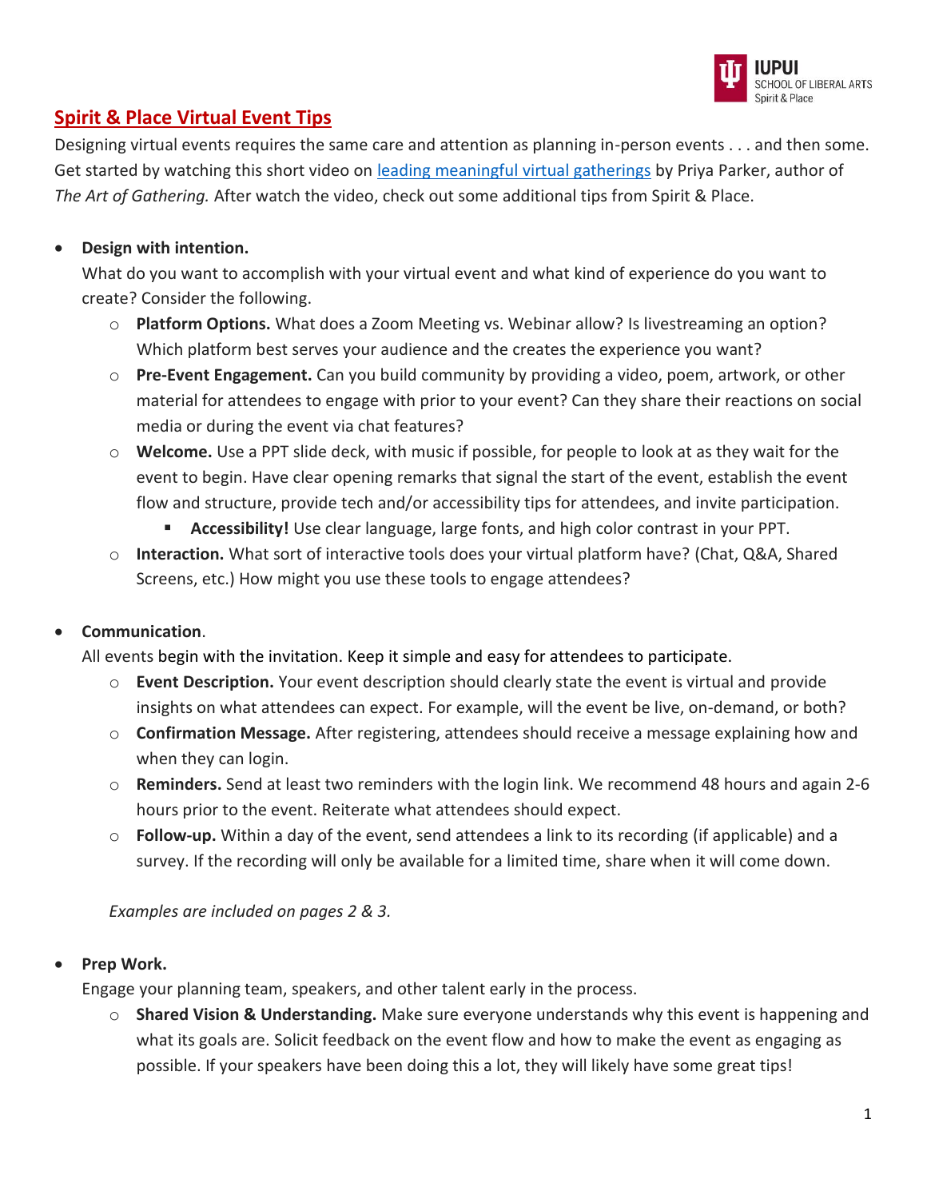## Spirit & Place Virtual Event Tips

Designing virtual events requires the same care and attention as planning in-person events . . . and then some. Get started by watching this short video on [leading meaningful virtual gatherings]() by Priya Parker, author of *The Art of Gathering.* After watch the video, check out some additional tips from Spirit & Place.

- **Design with intention.**
  What do you want to accomplish with your virtual event and what kind of experience do you want to create? Consider the following.
  - **Platform Options.** What does a Zoom Meeting vs. Webinar allow? Is livestreaming an option? Which platform best serves your audience and the creates the experience you want?
  - **Pre-Event Engagement.** Can you build community by providing a video, poem, artwork, or other material for attendees to engage with prior to your event? Can they share their reactions on social media or during the event via chat features?
  - **Welcome.** Use a PPT slide deck, with music if possible, for people to look at as they wait for the event to begin. Have clear opening remarks that signal the start of the event, establish the event flow and structure, provide tech and/or accessibility tips for attendees, and invite participation.
    - **Accessibility!** Use clear language, large fonts, and high color contrast in your PPT.
  - **Interaction.** What sort of interactive tools does your virtual platform have? (Chat, Q&A, Shared Screens, etc.) How might you use these tools to engage attendees?

- **Communication**.
  All events begin with the invitation. Keep it simple and easy for attendees to participate.
  - **Event Description.** Your event description should clearly state the event is virtual and provide insights on what attendees can expect. For example, will the event be live, on-demand, or both?
  - **Confirmation Message.** After registering, attendees should receive a message explaining how and when they can login.
  - **Reminders.** Send at least two reminders with the login link. We recommend 48 hours and again 2-6 hours prior to the event. Reiterate what attendees should expect.
  - **Follow-up.** Within a day of the event, send attendees a link to its recording (if applicable) and a survey. If the recording will only be available for a limited time, share when it will come down.

  *Examples are included on pages 2 & 3.*

- **Prep Work.**
  Engage your planning team, speakers, and other talent early in the process.
  - **Shared Vision & Understanding.** Make sure everyone understands why this event is happening and what its goals are. Solicit feedback on the event flow and how to make the event as engaging as possible. If your speakers have been doing this a lot, they will likely have some great tips!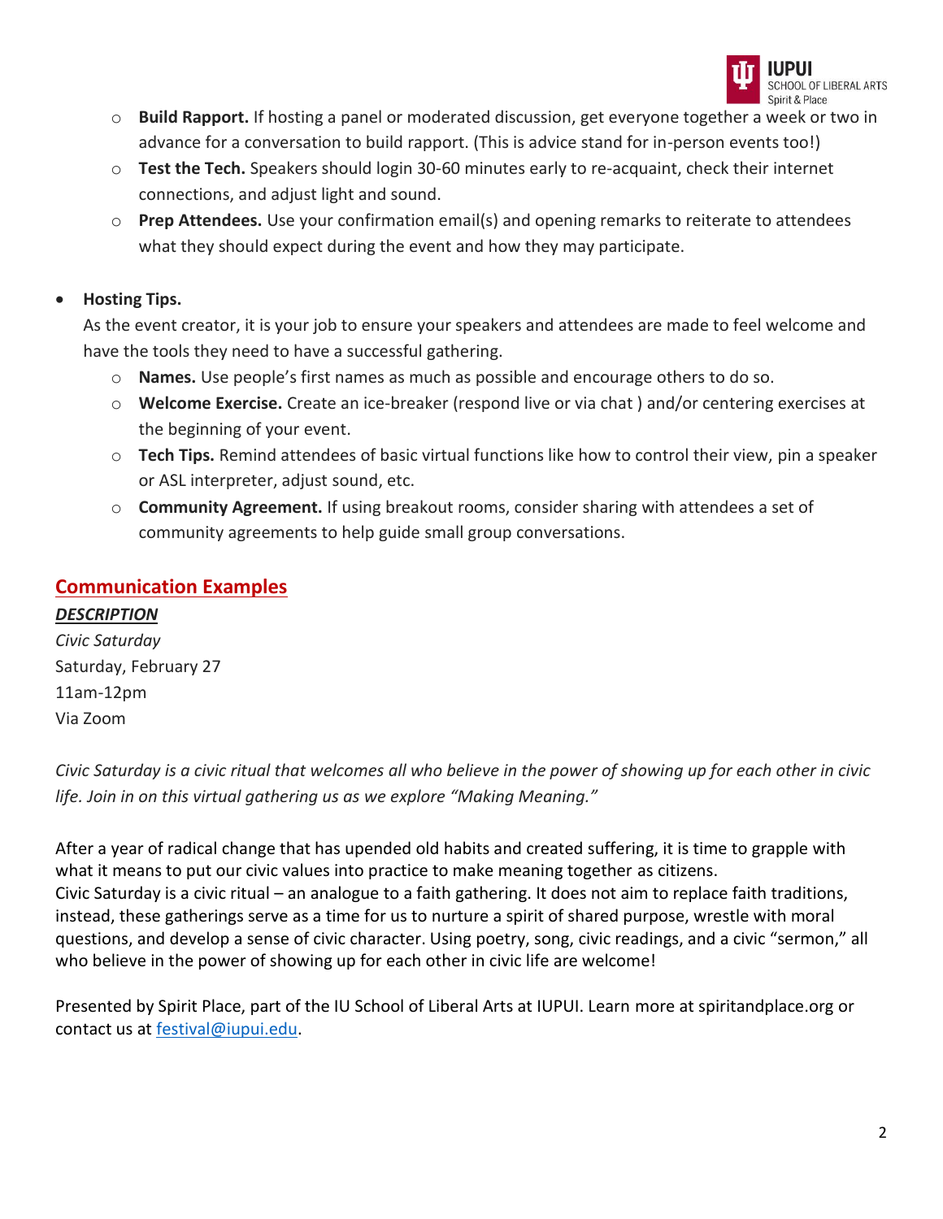- **Build Rapport.** If hosting a panel or moderated discussion, get everyone together a week or two in advance for a conversation to build rapport. (This is advice stand for in-person events too!)
- **Test the Tech.** Speakers should login 30-60 minutes early to re-acquaint, check their internet connections, and adjust light and sound.
- **Prep Attendees.** Use your confirmation email(s) and opening remarks to reiterate to attendees what they should expect during the event and how they may participate.

- **Hosting Tips.**
  As the event creator, it is your job to ensure your speakers and attendees are made to feel welcome and have the tools they need to have a successful gathering.
  - **Names.** Use people's first names as much as possible and encourage others to do so.
  - **Welcome Exercise.** Create an ice-breaker (respond live or via chat ) and/or centering exercises at the beginning of your event.
  - **Tech Tips.** Remind attendees of basic virtual functions like how to control their view, pin a speaker or ASL interpreter, adjust sound, etc.
  - **Community Agreement.** If using breakout rooms, consider sharing with attendees a set of community agreements to help guide small group conversations.

## Communication Examples

***DESCRIPTION***

*Civic Saturday*
Saturday, February 27
11am-12pm
Via Zoom

*Civic Saturday is a civic ritual that welcomes all who believe in the power of showing up for each other in civic life. Join in on this virtual gathering us as we explore "Making Meaning."*

After a year of radical change that has upended old habits and created suffering, it is time to grapple with what it means to put our civic values into practice to make meaning together as citizens.
Civic Saturday is a civic ritual – an analogue to a faith gathering. It does not aim to replace faith traditions, instead, these gatherings serve as a time for us to nurture a spirit of shared purpose, wrestle with moral questions, and develop a sense of civic character. Using poetry, song, civic readings, and a civic "sermon," all who believe in the power of showing up for each other in civic life are welcome!

Presented by Spirit Place, part of the IU School of Liberal Arts at IUPUI. Learn more at spiritandplace.org or contact us at festival@iupui.edu.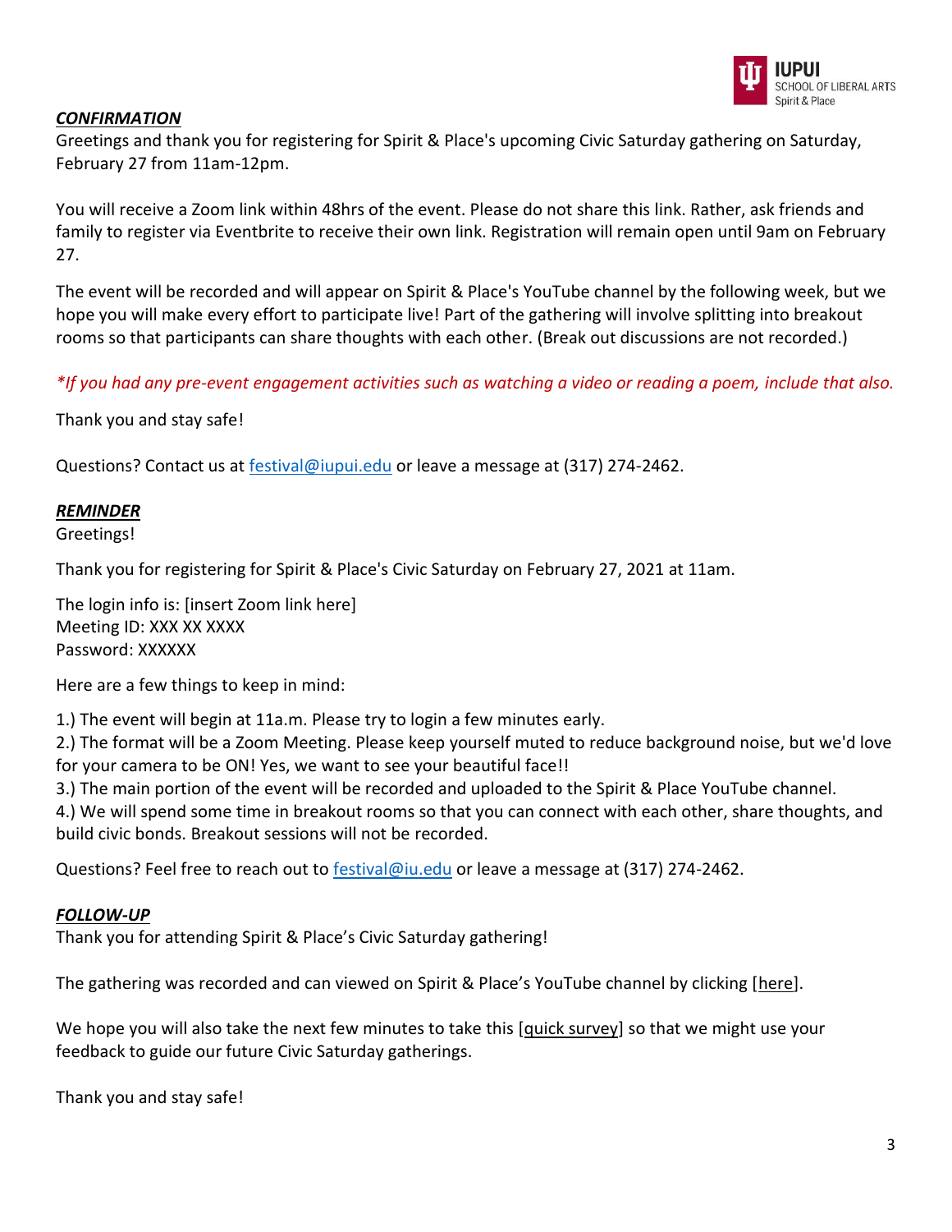***CONFIRMATION***

Greetings and thank you for registering for Spirit & Place's upcoming Civic Saturday gathering on Saturday, February 27 from 11am-12pm.

You will receive a Zoom link within 48hrs of the event. Please do not share this link. Rather, ask friends and family to register via Eventbrite to receive their own link. Registration will remain open until 9am on February 27.

The event will be recorded and will appear on Spirit & Place's YouTube channel by the following week, but we hope you will make every effort to participate live! Part of the gathering will involve splitting into breakout rooms so that participants can share thoughts with each other. (Break out discussions are not recorded.)

**If you had any pre-event engagement activities such as watching a video or reading a poem, include that also.*

Thank you and stay safe!

Questions? Contact us at festival@iupui.edu or leave a message at (317) 274-2462.

***REMINDER***

Greetings!

Thank you for registering for Spirit & Place's Civic Saturday on February 27, 2021 at 11am.

The login info is: [insert Zoom link here]
Meeting ID: XXX XX XXXX
Password: XXXXXX

Here are a few things to keep in mind:

1.) The event will begin at 11a.m. Please try to login a few minutes early.
2.) The format will be a Zoom Meeting. Please keep yourself muted to reduce background noise, but we'd love for your camera to be ON! Yes, we want to see your beautiful face!!
3.) The main portion of the event will be recorded and uploaded to the Spirit & Place YouTube channel.
4.) We will spend some time in breakout rooms so that you can connect with each other, share thoughts, and build civic bonds. Breakout sessions will not be recorded.

Questions? Feel free to reach out to festival@iu.edu or leave a message at (317) 274-2462.

***FOLLOW-UP***

Thank you for attending Spirit & Place's Civic Saturday gathering!

The gathering was recorded and can viewed on Spirit & Place's YouTube channel by clicking [here].

We hope you will also take the next few minutes to take this [quick survey] so that we might use your feedback to guide our future Civic Saturday gatherings.

Thank you and stay safe!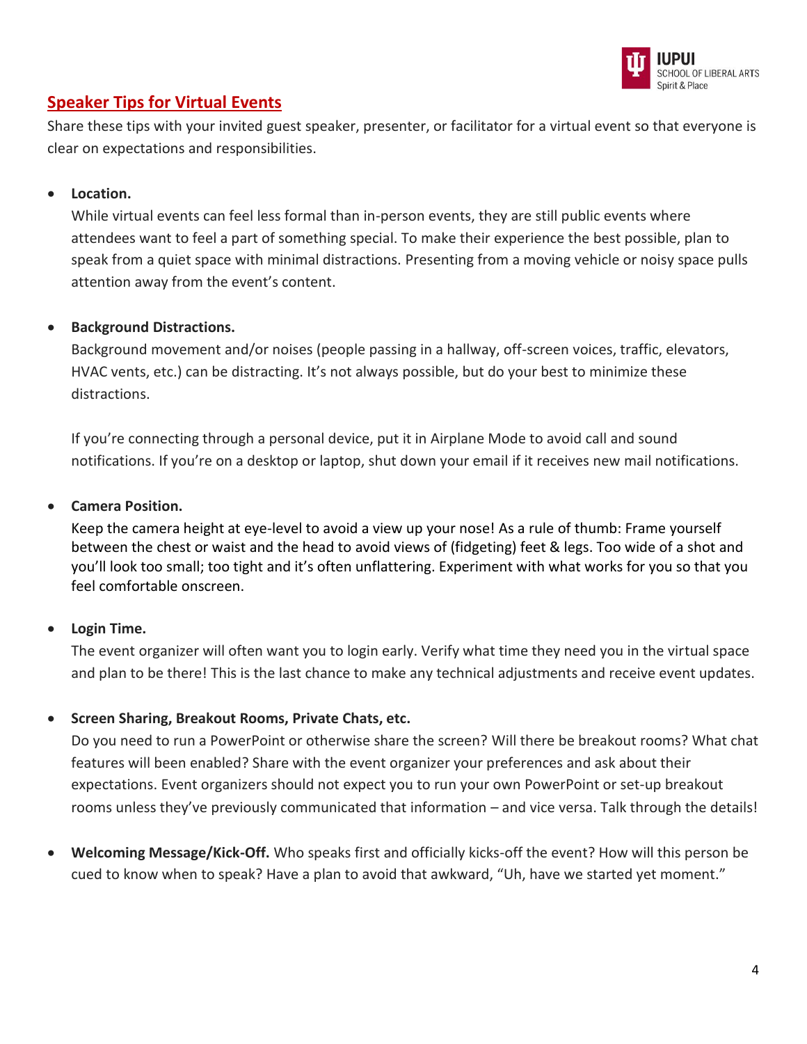## Speaker Tips for Virtual Events

Share these tips with your invited guest speaker, presenter, or facilitator for a virtual event so that everyone is clear on expectations and responsibilities.

- **Location.**
  While virtual events can feel less formal than in-person events, they are still public events where attendees want to feel a part of something special. To make their experience the best possible, plan to speak from a quiet space with minimal distractions. Presenting from a moving vehicle or noisy space pulls attention away from the event's content.

- **Background Distractions.**
  Background movement and/or noises (people passing in a hallway, off-screen voices, traffic, elevators, HVAC vents, etc.) can be distracting. It's not always possible, but do your best to minimize these distractions.

  If you're connecting through a personal device, put it in Airplane Mode to avoid call and sound notifications. If you're on a desktop or laptop, shut down your email if it receives new mail notifications.

- **Camera Position.**
  Keep the camera height at eye-level to avoid a view up your nose! As a rule of thumb: Frame yourself between the chest or waist and the head to avoid views of (fidgeting) feet & legs. Too wide of a shot and you'll look too small; too tight and it's often unflattering. Experiment with what works for you so that you feel comfortable onscreen.

- **Login Time.**
  The event organizer will often want you to login early. Verify what time they need you in the virtual space and plan to be there! This is the last chance to make any technical adjustments and receive event updates.

- **Screen Sharing, Breakout Rooms, Private Chats, etc.**
  Do you need to run a PowerPoint or otherwise share the screen? Will there be breakout rooms? What chat features will been enabled? Share with the event organizer your preferences and ask about their expectations. Event organizers should not expect you to run your own PowerPoint or set-up breakout rooms unless they've previously communicated that information – and vice versa. Talk through the details!

- **Welcoming Message/Kick-Off.** Who speaks first and officially kicks-off the event? How will this person be cued to know when to speak? Have a plan to avoid that awkward, "Uh, have we started yet moment."